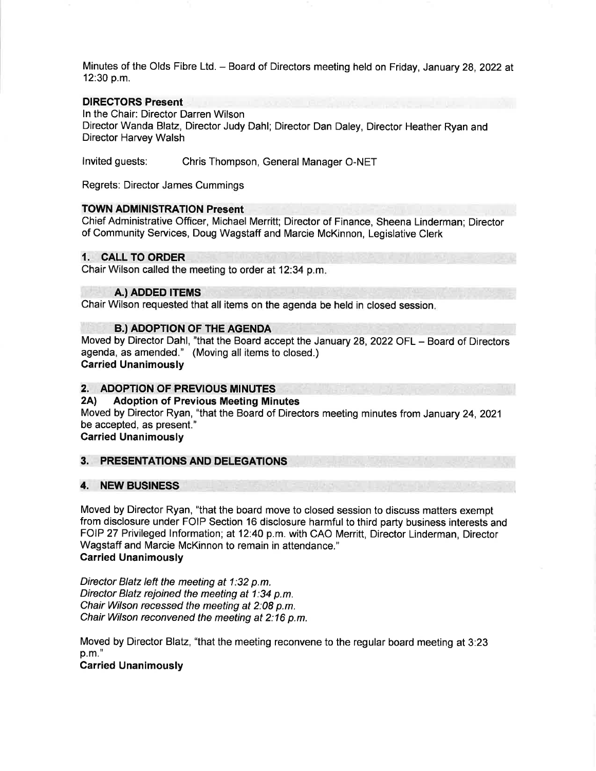Minutes of the Olds Fibre Ltd. – Board of Directors meeting held on Friday, January 28, 2022 at 12:30 p.m.

**DIRECTORS Present**
In the Chair: Director Darren Wilson
Director Wanda Blatz, Director Judy Dahl; Director Dan Daley, Director Heather Ryan and Director Harvey Walsh

Invited guests: Chris Thompson, General Manager O-NET

Regrets: Director James Cummings

**TOWN ADMINISTRATION Present**
Chief Administrative Officer, Michael Merritt; Director of Finance, Sheena Linderman; Director of Community Services, Doug Wagstaff and Marcie McKinnon, Legislative Clerk

## 1. CALL TO ORDER

Chair Wilson called the meeting to order at 12:34 p.m.

### A.) ADDED ITEMS

Chair Wilson requested that all items on the agenda be held in closed session.

### B.) ADOPTION OF THE AGENDA

Moved by Director Dahl, "that the Board accept the January 28, 2022 OFL – Board of Directors agenda, as amended." (Moving all items to closed.)
**Carried Unanimously**

## 2. ADOPTION OF PREVIOUS MINUTES

### 2A) Adoption of Previous Meeting Minutes

Moved by Director Ryan, "that the Board of Directors meeting minutes from January 24, 2021 be accepted, as present."
**Carried Unanimously**

## 3. PRESENTATIONS AND DELEGATIONS

## 4. NEW BUSINESS

Moved by Director Ryan, "that the board move to closed session to discuss matters exempt from disclosure under FOIP Section 16 disclosure harmful to third party business interests and FOIP 27 Privileged Information; at 12:40 p.m. with CAO Merritt, Director Linderman, Director Wagstaff and Marcie McKinnon to remain in attendance."
**Carried Unanimously**

*Director Blatz left the meeting at 1:32 p.m.*
*Director Blatz rejoined the meeting at 1:34 p.m.*
*Chair Wilson recessed the meeting at 2:08 p.m.*
*Chair Wilson reconvened the meeting at 2:16 p.m.*

Moved by Director Blatz, "that the meeting reconvene to the regular board meeting at 3:23 p.m."
**Carried Unanimously**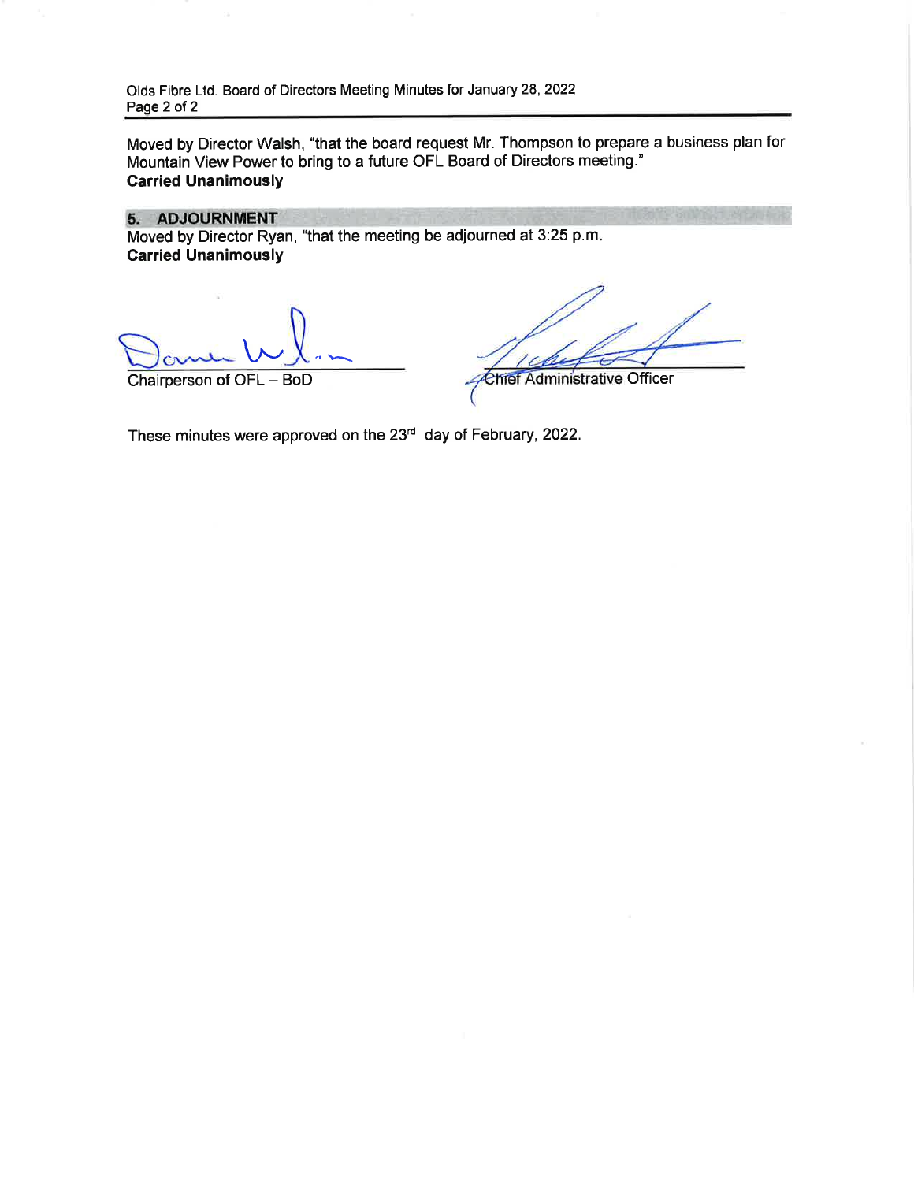Moved by Director Walsh, "that the board request Mr. Thompson to prepare a business plan for Mountain View Power to bring to a future OFL Board of Directors meeting."
**Carried Unanimously**

## 5. ADJOURNMENT

Moved by Director Ryan, "that the meeting be adjourned at 3:25 p.m.
**Carried Unanimously**

Chairperson of OFL – BoD

Chief Administrative Officer

These minutes were approved on the 23rd day of February, 2022.